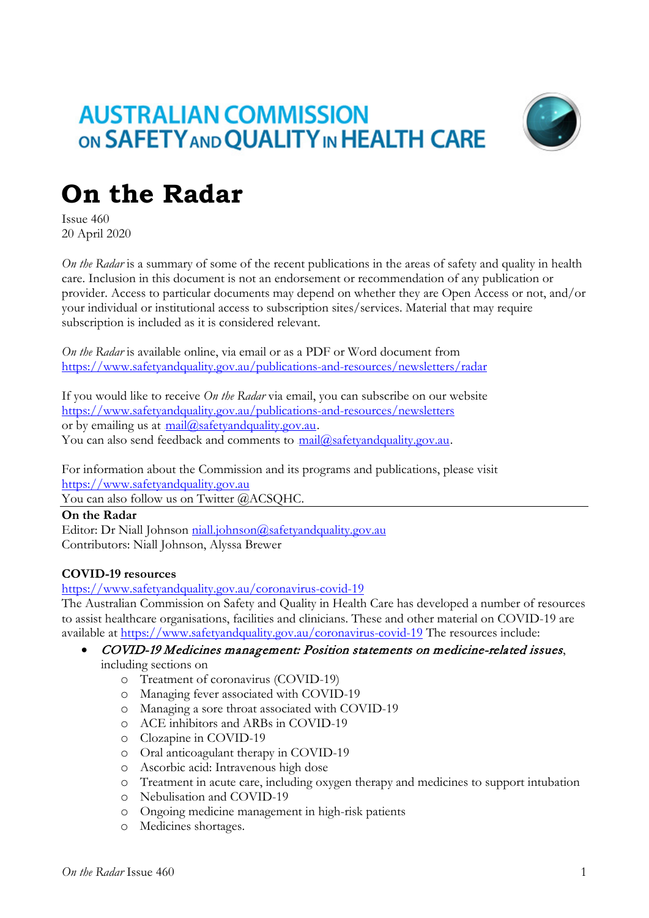AUSTRALIAN COMMISSION ON SAFETY AND QUALITY IN HEALTH CARE

# On the Radar

Issue 460
20 April 2020

*On the Radar* is a summary of some of the recent publications in the areas of safety and quality in health care. Inclusion in this document is not an endorsement or recommendation of any publication or provider. Access to particular documents may depend on whether they are Open Access or not, and/or your individual or institutional access to subscription sites/services. Material that may require subscription is included as it is considered relevant.

*On the Radar* is available online, via email or as a PDF or Word document from
https://www.safetyandquality.gov.au/publications-and-resources/newsletters/radar

If you would like to receive *On the Radar* via email, you can subscribe on our website
https://www.safetyandquality.gov.au/publications-and-resources/newsletters
or by emailing us at mail@safetyandquality.gov.au.
You can also send feedback and comments to mail@safetyandquality.gov.au.

For information about the Commission and its programs and publications, please visit
https://www.safetyandquality.gov.au
You can also follow us on Twitter @ACSQHC.

---

**On the Radar**
Editor: Dr Niall Johnson niall.johnson@safetyandquality.gov.au
Contributors: Niall Johnson, Alyssa Brewer

**COVID-19 resources**
https://www.safetyandquality.gov.au/coronavirus-covid-19
The Australian Commission on Safety and Quality in Health Care has developed a number of resources to assist healthcare organisations, facilities and clinicians. These and other material on COVID-19 are available at https://www.safetyandquality.gov.au/coronavirus-covid-19 The resources include:

- ***COVID-19 Medicines management: Position statements on medicine-related issues***, including sections on
  - Treatment of coronavirus (COVID-19)
  - Managing fever associated with COVID-19
  - Managing a sore throat associated with COVID-19
  - ACE inhibitors and ARBs in COVID-19
  - Clozapine in COVID-19
  - Oral anticoagulant therapy in COVID-19
  - Ascorbic acid: Intravenous high dose
  - Treatment in acute care, including oxygen therapy and medicines to support intubation
  - Nebulisation and COVID-19
  - Ongoing medicine management in high-risk patients
  - Medicines shortages.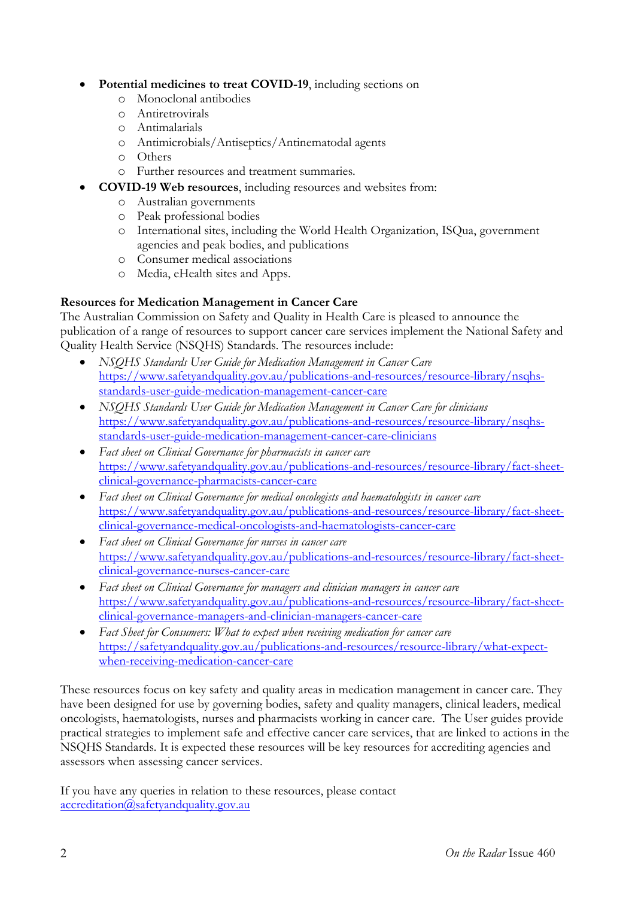- **Potential medicines to treat COVID-19**, including sections on
    - Monoclonal antibodies
    - Antiretrovirals
    - Antimalarials
    - Antimicrobials/Antiseptics/Antinematodal agents
    - Others
    - Further resources and treatment summaries.
- **COVID-19 Web resources**, including resources and websites from:
    - Australian governments
    - Peak professional bodies
    - International sites, including the World Health Organization, ISQua, government agencies and peak bodies, and publications
    - Consumer medical associations
    - Media, eHealth sites and Apps.

**Resources for Medication Management in Cancer Care**

The Australian Commission on Safety and Quality in Health Care is pleased to announce the publication of a range of resources to support cancer care services implement the National Safety and Quality Health Service (NSQHS) Standards. The resources include:

- *NSQHS Standards User Guide for Medication Management in Cancer Care* https://www.safetyandquality.gov.au/publications-and-resources/resource-library/nsqhs-standards-user-guide-medication-management-cancer-care
- *NSQHS Standards User Guide for Medication Management in Cancer Care for clinicians* https://www.safetyandquality.gov.au/publications-and-resources/resource-library/nsqhs-standards-user-guide-medication-management-cancer-care-clinicians
- *Fact sheet on Clinical Governance for pharmacists in cancer care* https://www.safetyandquality.gov.au/publications-and-resources/resource-library/fact-sheet-clinical-governance-pharmacists-cancer-care
- *Fact sheet on Clinical Governance for medical oncologists and haematologists in cancer care* https://www.safetyandquality.gov.au/publications-and-resources/resource-library/fact-sheet-clinical-governance-medical-oncologists-and-haematologists-cancer-care
- *Fact sheet on Clinical Governance for nurses in cancer care* https://www.safetyandquality.gov.au/publications-and-resources/resource-library/fact-sheet-clinical-governance-nurses-cancer-care
- *Fact sheet on Clinical Governance for managers and clinician managers in cancer care* https://www.safetyandquality.gov.au/publications-and-resources/resource-library/fact-sheet-clinical-governance-managers-and-clinician-managers-cancer-care
- *Fact Sheet for Consumers: What to expect when receiving medication for cancer care* https://safetyandquality.gov.au/publications-and-resources/resource-library/what-expect-when-receiving-medication-cancer-care

These resources focus on key safety and quality areas in medication management in cancer care. They have been designed for use by governing bodies, safety and quality managers, clinical leaders, medical oncologists, haematologists, nurses and pharmacists working in cancer care. The User guides provide practical strategies to implement safe and effective cancer care services, that are linked to actions in the NSQHS Standards. It is expected these resources will be key resources for accrediting agencies and assessors when assessing cancer services.

If you have any queries in relation to these resources, please contact accreditation@safetyandquality.gov.au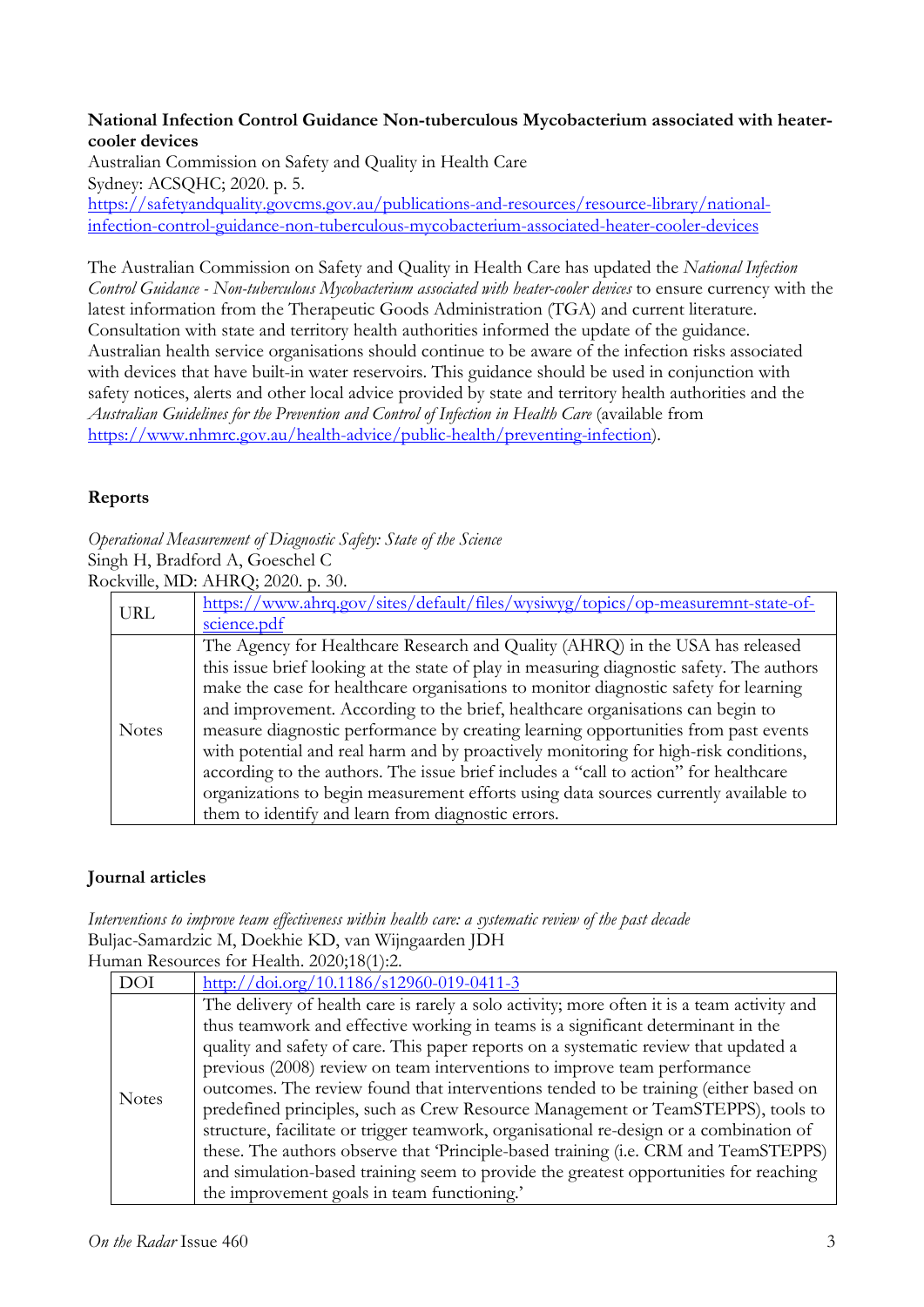**National Infection Control Guidance Non-tuberculous Mycobacterium associated with heater-cooler devices**
Australian Commission on Safety and Quality in Health Care
Sydney: ACSQHC; 2020. p. 5.
https://safetyandquality.govcms.gov.au/publications-and-resources/resource-library/national-infection-control-guidance-non-tuberculous-mycobacterium-associated-heater-cooler-devices

The Australian Commission on Safety and Quality in Health Care has updated the *National Infection Control Guidance - Non-tuberculous Mycobacterium associated with heater-cooler devices* to ensure currency with the latest information from the Therapeutic Goods Administration (TGA) and current literature. Consultation with state and territory health authorities informed the update of the guidance. Australian health service organisations should continue to be aware of the infection risks associated with devices that have built-in water reservoirs. This guidance should be used in conjunction with safety notices, alerts and other local advice provided by state and territory health authorities and the *Australian Guidelines for the Prevention and Control of Infection in Health Care* (available from https://www.nhmrc.gov.au/health-advice/public-health/preventing-infection).

## Reports

*Operational Measurement of Diagnostic Safety: State of the Science*
Singh H, Bradford A, Goeschel C
Rockville, MD: AHRQ; 2020. p. 30.

| | |
|---|---|
| URL | https://www.ahrq.gov/sites/default/files/wysiwyg/topics/op-measuremnt-state-of-science.pdf |
| Notes | The Agency for Healthcare Research and Quality (AHRQ) in the USA has released this issue brief looking at the state of play in measuring diagnostic safety. The authors make the case for healthcare organisations to monitor diagnostic safety for learning and improvement. According to the brief, healthcare organisations can begin to measure diagnostic performance by creating learning opportunities from past events with potential and real harm and by proactively monitoring for high-risk conditions, according to the authors. The issue brief includes a "call to action" for healthcare organizations to begin measurement efforts using data sources currently available to them to identify and learn from diagnostic errors. |

## Journal articles

*Interventions to improve team effectiveness within health care: a systematic review of the past decade*
Buljac-Samardzic M, Doekhie KD, van Wijngaarden JDH
Human Resources for Health. 2020;18(1):2.

| | |
|---|---|
| DOI | http://doi.org/10.1186/s12960-019-0411-3 |
| Notes | The delivery of health care is rarely a solo activity; more often it is a team activity and thus teamwork and effective working in teams is a significant determinant in the quality and safety of care. This paper reports on a systematic review that updated a previous (2008) review on team interventions to improve team performance outcomes. The review found that interventions tended to be training (either based on predefined principles, such as Crew Resource Management or TeamSTEPPS), tools to structure, facilitate or trigger teamwork, organisational re-design or a combination of these. The authors observe that 'Principle-based training (i.e. CRM and TeamSTEPPS) and simulation-based training seem to provide the greatest opportunities for reaching the improvement goals in team functioning.' |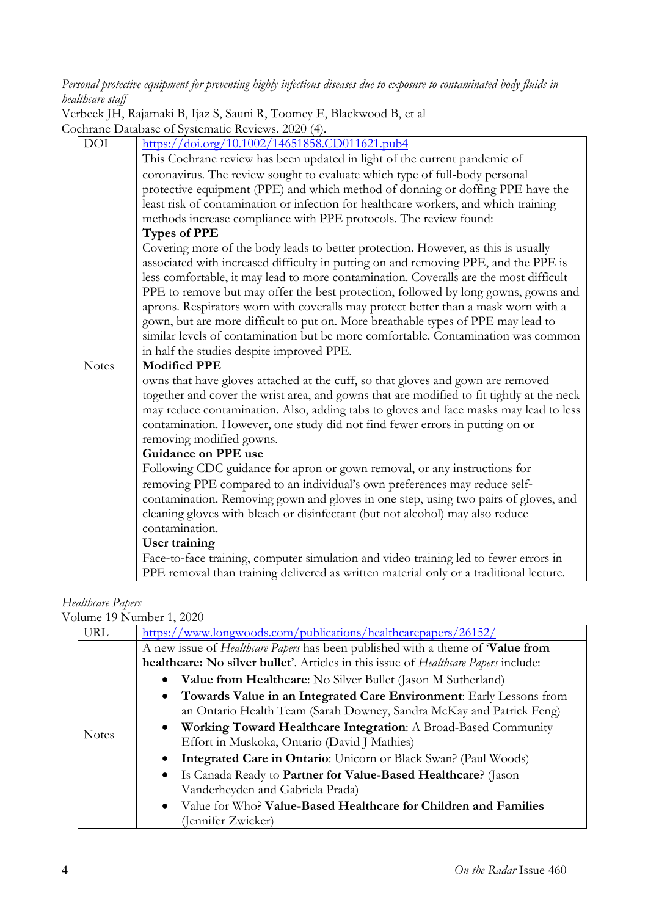*Personal protective equipment for preventing highly infectious diseases due to exposure to contaminated body fluids in healthcare staff*
Verbeek JH, Rajamaki B, Ijaz S, Sauni R, Toomey E, Blackwood B, et al
Cochrane Database of Systematic Reviews. 2020 (4).

| DOI | https://doi.org/10.1002/14651858.CD011621.pub4 |
|---|---|
| Notes | This Cochrane review has been updated in light of the current pandemic of coronavirus. The review sought to evaluate which type of full-body personal protective equipment (PPE) and which method of donning or doffing PPE have the least risk of contamination or infection for healthcare workers, and which training methods increase compliance with PPE protocols. The review found:<br>**Types of PPE**<br>Covering more of the body leads to better protection. However, as this is usually associated with increased difficulty in putting on and removing PPE, and the PPE is less comfortable, it may lead to more contamination. Coveralls are the most difficult PPE to remove but may offer the best protection, followed by long gowns, gowns and aprons. Respirators worn with coveralls may protect better than a mask worn with a gown, but are more difficult to put on. More breathable types of PPE may lead to similar levels of contamination but be more comfortable. Contamination was common in half the studies despite improved PPE.<br>**Modified PPE**<br>owns that have gloves attached at the cuff, so that gloves and gown are removed together and cover the wrist area, and gowns that are modified to fit tightly at the neck may reduce contamination. Also, adding tabs to gloves and face masks may lead to less contamination. However, one study did not find fewer errors in putting on or removing modified gowns.<br>**Guidance on PPE use**<br>Following CDC guidance for apron or gown removal, or any instructions for removing PPE compared to an individual's own preferences may reduce self-contamination. Removing gown and gloves in one step, using two pairs of gloves, and cleaning gloves with bleach or disinfectant (but not alcohol) may also reduce contamination.<br>**User training**<br>Face-to-face training, computer simulation and video training led to fewer errors in PPE removal than training delivered as written material only or a traditional lecture. |

*Healthcare Papers*
Volume 19 Number 1, 2020

| URL | https://www.longwoods.com/publications/healthcarepapers/26152/ |
|---|---|
| Notes | A new issue of *Healthcare Papers* has been published with a theme of '**Value from healthcare: No silver bullet**'. Articles in this issue of *Healthcare Papers* include:<br>• **Value from Healthcare**: No Silver Bullet (Jason M Sutherland)<br>• **Towards Value in an Integrated Care Environment**: Early Lessons from an Ontario Health Team (Sarah Downey, Sandra McKay and Patrick Feng)<br>• **Working Toward Healthcare Integration**: A Broad-Based Community Effort in Muskoka, Ontario (David J Mathies)<br>• **Integrated Care in Ontario**: Unicorn or Black Swan? (Paul Woods)<br>• Is Canada Ready to **Partner for Value-Based Healthcare**? (Jason Vanderheyden and Gabriela Prada)<br>• Value for Who? **Value-Based Healthcare for Children and Families** (Jennifer Zwicker) |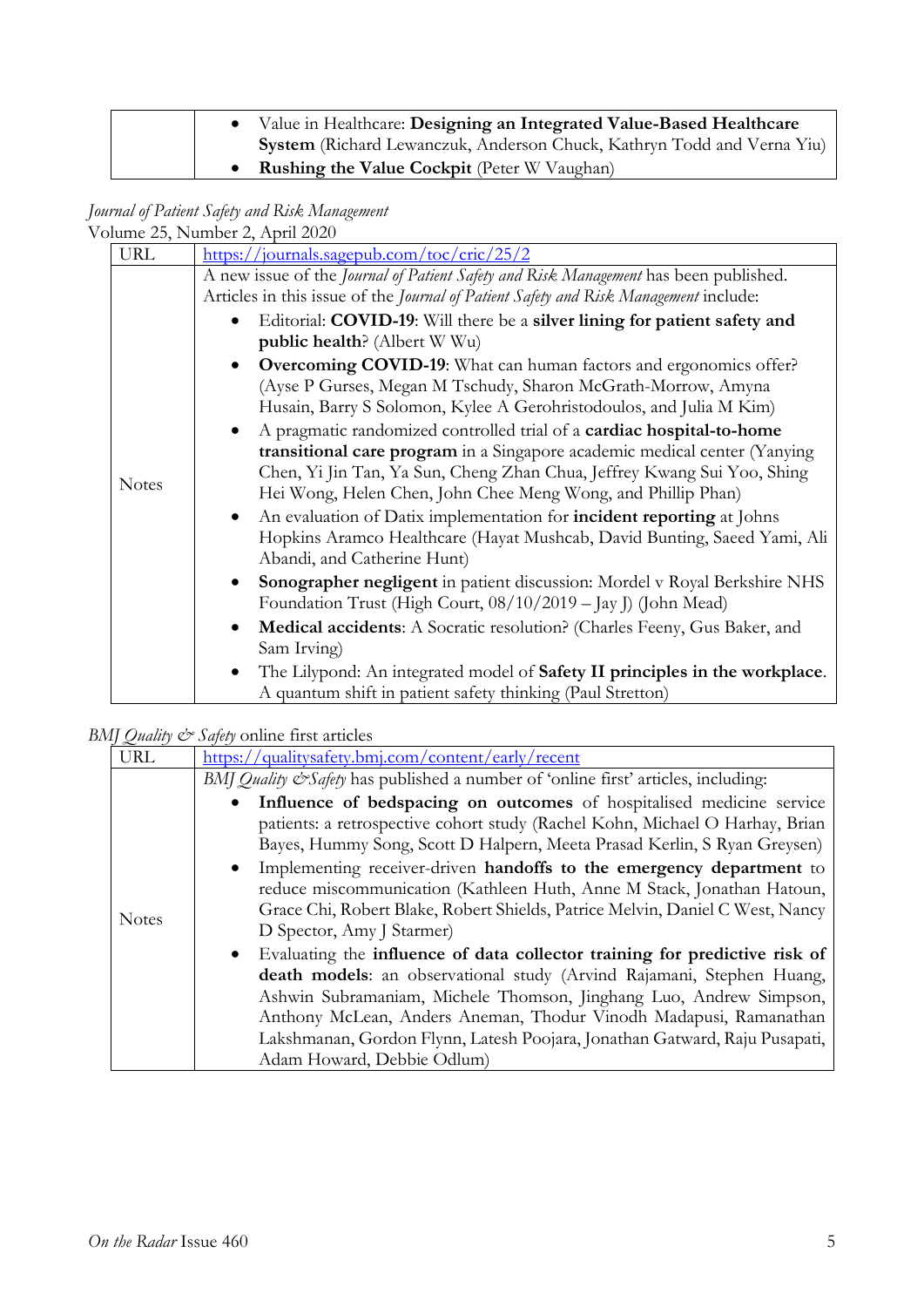| | |
|---|---|
| | • Value in Healthcare: **Designing an Integrated Value-Based Healthcare System** (Richard Lewanczuk, Anderson Chuck, Kathryn Todd and Verna Yiu)<br>• **Rushing the Value Cockpit** (Peter W Vaughan) |

*Journal of Patient Safety and Risk Management*
Volume 25, Number 2, April 2020

| | |
|---|---|
| URL | https://journals.sagepub.com/toc/cric/25/2 |
| Notes | A new issue of the *Journal of Patient Safety and Risk Management* has been published. Articles in this issue of the *Journal of Patient Safety and Risk Management* include:<br>• Editorial: **COVID-19**: Will there be a **silver lining for patient safety and public health**? (Albert W Wu)<br>• **Overcoming COVID-19**: What can human factors and ergonomics offer? (Ayse P Gurses, Megan M Tschudy, Sharon McGrath-Morrow, Amyna Husain, Barry S Solomon, Kylee A Gerohristodoulos, and Julia M Kim)<br>• A pragmatic randomized controlled trial of a **cardiac hospital-to-home transitional care program** in a Singapore academic medical center (Yanying Chen, Yi Jin Tan, Ya Sun, Cheng Zhan Chua, Jeffrey Kwang Sui Yoo, Shing Hei Wong, Helen Chen, John Chee Meng Wong, and Phillip Phan)<br>• An evaluation of Datix implementation for **incident reporting** at Johns Hopkins Aramco Healthcare (Hayat Mushcab, David Bunting, Saeed Yami, Ali Abandi, and Catherine Hunt)<br>• **Sonographer negligent** in patient discussion: Mordel v Royal Berkshire NHS Foundation Trust (High Court, 08/10/2019 – Jay J) (John Mead)<br>• **Medical accidents**: A Socratic resolution? (Charles Feeny, Gus Baker, and Sam Irving)<br>• The Lilypond: An integrated model of **Safety II principles in the workplace**. A quantum shift in patient safety thinking (Paul Stretton) |

*BMJ Quality & Safety* online first articles

| | |
|---|---|
| URL | https://qualitysafety.bmj.com/content/early/recent |
| Notes | *BMJ Quality &Safety* has published a number of 'online first' articles, including:<br>• **Influence of bedspacing on outcomes** of hospitalised medicine service patients: a retrospective cohort study (Rachel Kohn, Michael O Harhay, Brian Bayes, Hummy Song, Scott D Halpern, Meeta Prasad Kerlin, S Ryan Greysen)<br>• Implementing receiver-driven **handoffs to the emergency department** to reduce miscommunication (Kathleen Huth, Anne M Stack, Jonathan Hatoun, Grace Chi, Robert Blake, Robert Shields, Patrice Melvin, Daniel C West, Nancy D Spector, Amy J Starmer)<br>• Evaluating the **influence of data collector training for predictive risk of death models**: an observational study (Arvind Rajamani, Stephen Huang, Ashwin Subramaniam, Michele Thomson, Jinghang Luo, Andrew Simpson, Anthony McLean, Anders Aneman, Thodur Vinodh Madapusi, Ramanathan Lakshmanan, Gordon Flynn, Latesh Poojara, Jonathan Gatward, Raju Pusapati, Adam Howard, Debbie Odlum) |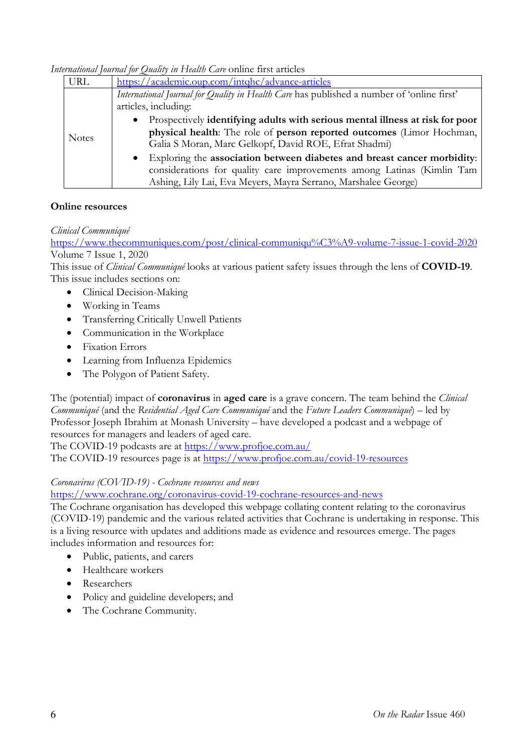*International Journal for Quality in Health Care* online first articles

| URL | https://academic.oup.com/intqhc/advance-articles |
|---|---|
| Notes | *International Journal for Quality in Health Care* has published a number of 'online first' articles, including:<br>• Prospectively **identifying adults with serious mental illness at risk for poor physical health**: The role of **person reported outcomes** (Limor Hochman, Galia S Moran, Marc Gelkopf, David ROE, Efrat Shadmi)<br>• Exploring the **association between diabetes and breast cancer morbidity**: considerations for quality care improvements among Latinas (Kimlin Tam Ashing, Lily Lai, Eva Meyers, Mayra Serrano, Marshalee George) |

**Online resources**

*Clinical Communiqué*
https://www.thecommuniques.com/post/clinical-communiqu%C3%A9-volume-7-issue-1-covid-2020
Volume 7 Issue 1, 2020
This issue of *Clinical Communiqué* looks at various patient safety issues through the lens of **COVID-19**. This issue includes sections on:

- Clinical Decision-Making
- Working in Teams
- Transferring Critically Unwell Patients
- Communication in the Workplace
- Fixation Errors
- Learning from Influenza Epidemics
- The Polygon of Patient Safety.

The (potential) impact of **coronavirus** in **aged care** is a grave concern. The team behind the *Clinical Communiqué* (and the *Residential Aged Care Communiqué* and the *Future Leaders Communiqué*) – led by Professor Joseph Ibrahim at Monash University – have developed a podcast and a webpage of resources for managers and leaders of aged care.
The COVID-19 podcasts are at https://www.profjoe.com.au/
The COVID-19 resources page is at https://www.profjoe.com.au/covid-19-resources

*Coronavirus (COVID-19) - Cochrane resources and news*
https://www.cochrane.org/coronavirus-covid-19-cochrane-resources-and-news
The Cochrane organisation has developed this webpage collating content relating to the coronavirus (COVID-19) pandemic and the various related activities that Cochrane is undertaking in response. This is a living resource with updates and additions made as evidence and resources emerge. The pages includes information and resources for:

- Public, patients, and carers
- Healthcare workers
- Researchers
- Policy and guideline developers; and
- The Cochrane Community.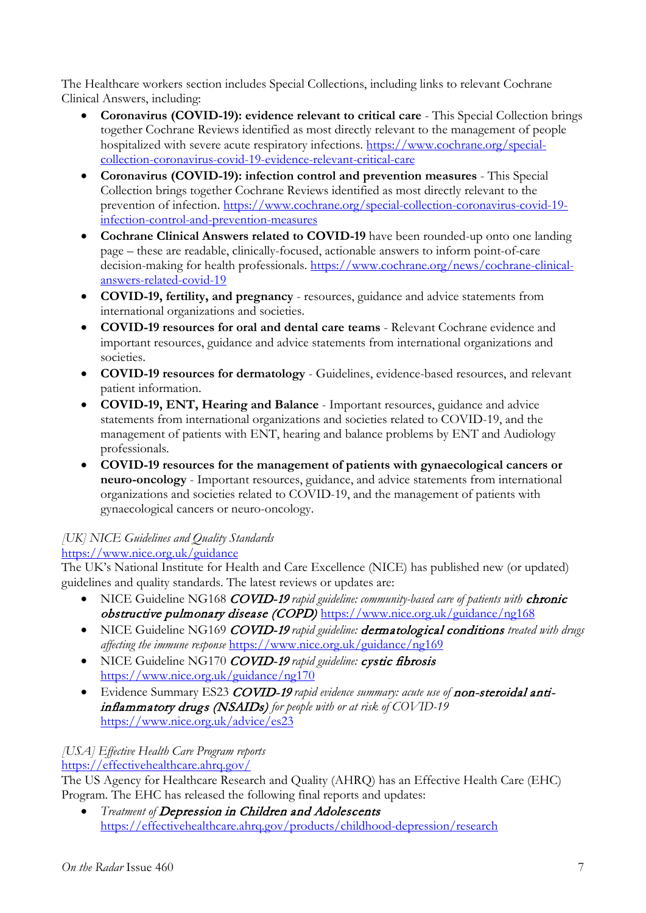The Healthcare workers section includes Special Collections, including links to relevant Cochrane Clinical Answers, including:

- **Coronavirus (COVID-19): evidence relevant to critical care** - This Special Collection brings together Cochrane Reviews identified as most directly relevant to the management of people hospitalized with severe acute respiratory infections. https://www.cochrane.org/special-collection-coronavirus-covid-19-evidence-relevant-critical-care
- **Coronavirus (COVID-19): infection control and prevention measures** - This Special Collection brings together Cochrane Reviews identified as most directly relevant to the prevention of infection. https://www.cochrane.org/special-collection-coronavirus-covid-19-infection-control-and-prevention-measures
- **Cochrane Clinical Answers related to COVID-19** have been rounded-up onto one landing page – these are readable, clinically-focused, actionable answers to inform point-of-care decision-making for health professionals. https://www.cochrane.org/news/cochrane-clinical-answers-related-covid-19
- **COVID-19, fertility, and pregnancy** - resources, guidance and advice statements from international organizations and societies.
- **COVID-19 resources for oral and dental care teams** - Relevant Cochrane evidence and important resources, guidance and advice statements from international organizations and societies.
- **COVID-19 resources for dermatology** - Guidelines, evidence-based resources, and relevant patient information.
- **COVID-19, ENT, Hearing and Balance** - Important resources, guidance and advice statements from international organizations and societies related to COVID-19, and the management of patients with ENT, hearing and balance problems by ENT and Audiology professionals.
- **COVID-19 resources for the management of patients with gynaecological cancers or neuro-oncology** - Important resources, guidance, and advice statements from international organizations and societies related to COVID-19, and the management of patients with gynaecological cancers or neuro-oncology.

*[UK] NICE Guidelines and Quality Standards*
https://www.nice.org.uk/guidance
The UK's National Institute for Health and Care Excellence (NICE) has published new (or updated) guidelines and quality standards. The latest reviews or updates are:

- NICE Guideline NG168 ***COVID-19*** *rapid guideline: community-based care of patients with* ***chronic obstructive pulmonary disease (COPD)*** https://www.nice.org.uk/guidance/ng168
- NICE Guideline NG169 ***COVID-19*** *rapid guideline:* ***dermatological conditions*** *treated with drugs affecting the immune response* https://www.nice.org.uk/guidance/ng169
- NICE Guideline NG170 ***COVID-19*** *rapid guideline:* ***cystic fibrosis*** https://www.nice.org.uk/guidance/ng170
- Evidence Summary ES23 ***COVID-19*** *rapid evidence summary: acute use of* ***non-steroidal anti-inflammatory drugs (NSAIDs)*** *for people with or at risk of COVID-19* https://www.nice.org.uk/advice/es23

*[USA] Effective Health Care Program reports*
https://effectivehealthcare.ahrq.gov/
The US Agency for Healthcare Research and Quality (AHRQ) has an Effective Health Care (EHC) Program. The EHC has released the following final reports and updates:

- *Treatment of* ***Depression in Children and Adolescents*** https://effectivehealthcare.ahrq.gov/products/childhood-depression/research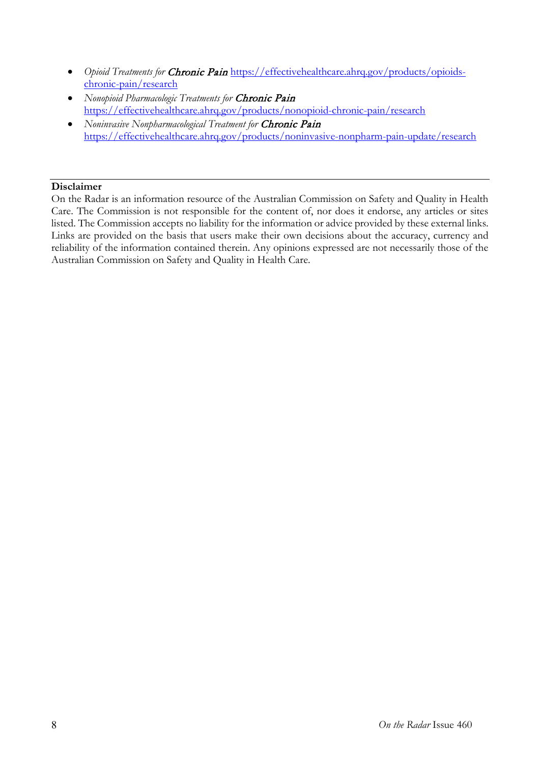- *Opioid Treatments for* ***Chronic Pain*** https://effectivehealthcare.ahrq.gov/products/opioids-chronic-pain/research
- *Nonopioid Pharmacologic Treatments for* ***Chronic Pain*** https://effectivehealthcare.ahrq.gov/products/nonopioid-chronic-pain/research
- *Noninvasive Nonpharmacological Treatment for* ***Chronic Pain*** https://effectivehealthcare.ahrq.gov/products/noninvasive-nonpharm-pain-update/research

---

**Disclaimer**

On the Radar is an information resource of the Australian Commission on Safety and Quality in Health Care. The Commission is not responsible for the content of, nor does it endorse, any articles or sites listed. The Commission accepts no liability for the information or advice provided by these external links. Links are provided on the basis that users make their own decisions about the accuracy, currency and reliability of the information contained therein. Any opinions expressed are not necessarily those of the Australian Commission on Safety and Quality in Health Care.